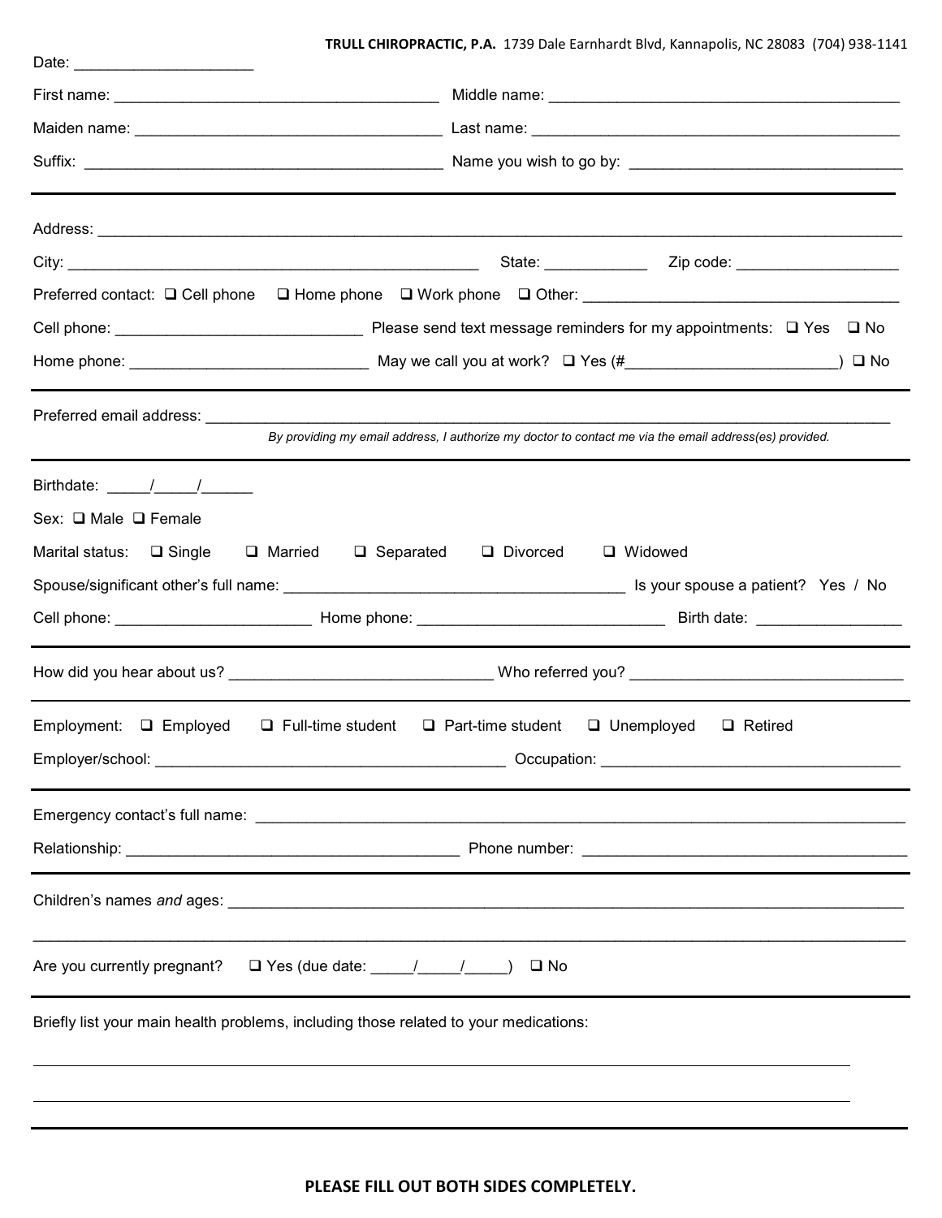**TRULL CHIROPRACTIC, P.A.** 1739 Dale Earnhardt Blvd, Kannapolis, NC 28083 (704) 938-1141

Date: ____________________

First name: ____________________________________ Middle name: ______________________________________

Maiden name: __________________________________ Last name: ________________________________________

Suffix: ______________________________________ Name you wish to go by: ____________________________

---

Address: ________________________________________________________________________________________

City: _____________________________________________ State: ___________ Zip code: __________________

Preferred contact: ❑ Cell phone ❑ Home phone ❑ Work phone ❑ Other: ___________________________________

Cell phone: ___________________________ Please send text message reminders for my appointments: ❑ Yes ❑ No

Home phone: __________________________ May we call you at work? ❑ Yes (#_______________________) ❑ No

---

Preferred email address: _________________________________________________________________________

*By providing my email address, I authorize my doctor to contact me via the email address(es) provided.*

---

Birthdate: _____/_____/______

Sex: ❑ Male ❑ Female

Marital status: ❑ Single ❑ Married ❑ Separated ❑ Divorced ❑ Widowed

Spouse/significant other's full name: ______________________________________ Is your spouse a patient? Yes / No

Cell phone: _____________________ Home phone: ___________________________ Birth date: ________________

---

How did you hear about us? ____________________________ Who referred you? ______________________________

---

Employment: ❑ Employed ❑ Full-time student ❑ Part-time student ❑ Unemployed ❑ Retired

Employer/school: ______________________________________ Occupation: _________________________________

---

Emergency contact's full name: ____________________________________________________________________

Relationship: _____________________________________ Phone number: ____________________________________

---

Children's names *and* ages: _______________________________________________________________________

__________________________________________________________________________________________________

Are you currently pregnant? ❑ Yes (due date: _____/_____/_____) ❑ No

---

Briefly list your main health problems, including those related to your medications:

__________________________________________________________________________________________________

__________________________________________________________________________________________________

---

**PLEASE FILL OUT BOTH SIDES COMPLETELY.**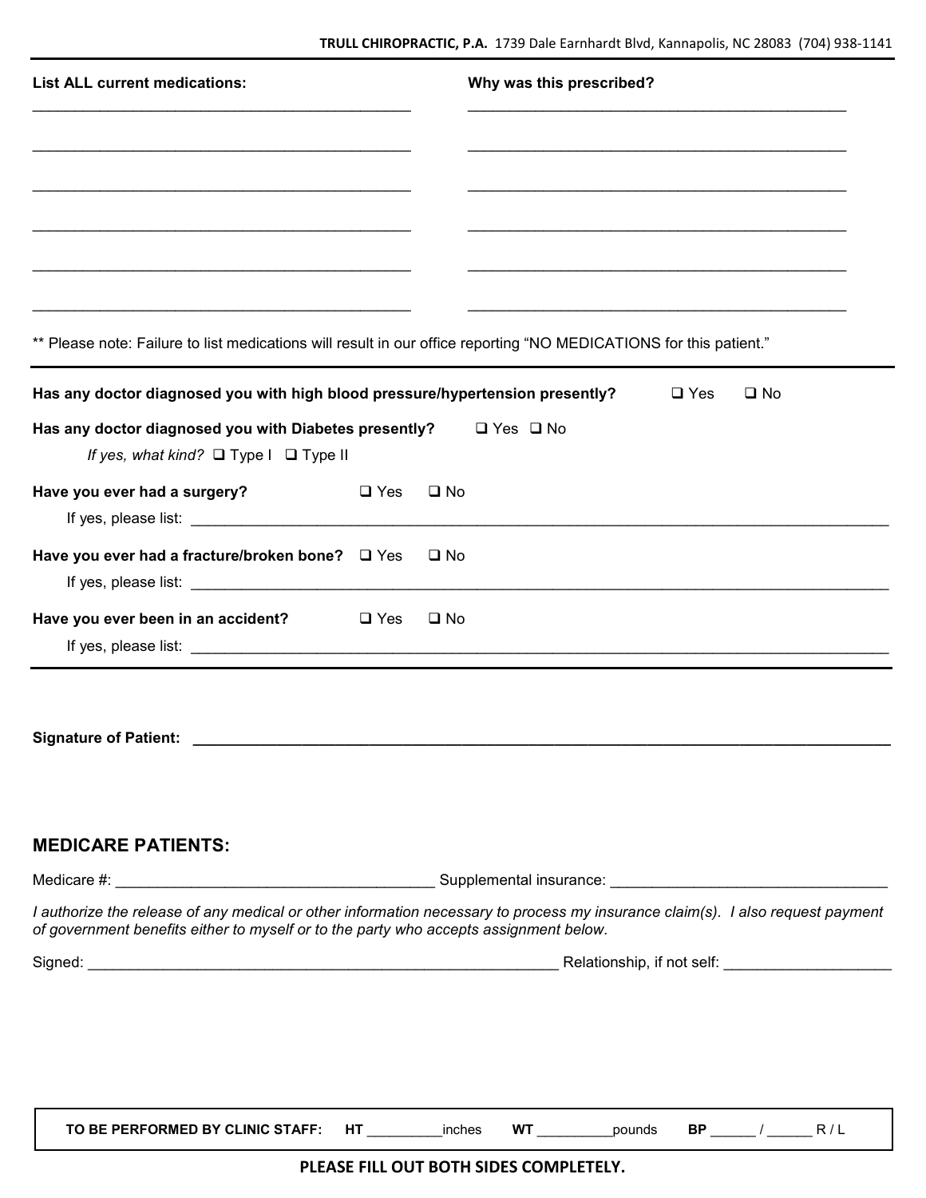**TRULL CHIROPRACTIC, P.A.** 1739 Dale Earnhardt Blvd, Kannapolis, NC 28083 (704) 938-1141

| **List ALL current medications:** | **Why was this prescribed?** |
|---|---|
| ______________________________ | ______________________________ |
| ______________________________ | ______________________________ |
| ______________________________ | ______________________________ |
| ______________________________ | ______________________________ |
| ______________________________ | ______________________________ |
| ______________________________ | ______________________________ |

** Please note: Failure to list medications will result in our office reporting "NO MEDICATIONS for this patient."

---

**Has any doctor diagnosed you with high blood pressure/hypertension presently?** ❑ Yes ❑ No

**Has any doctor diagnosed you with Diabetes presently?** ❑ Yes ❑ No

*If yes, what kind?* ❑ Type I ❑ Type II

**Have you ever had a surgery?** ❑ Yes ❑ No

If yes, please list: ______________________________

**Have you ever had a fracture/broken bone?** ❑ Yes ❑ No

If yes, please list: ______________________________

**Have you ever been in an accident?** ❑ Yes ❑ No

If yes, please list: ______________________________

---

**Signature of Patient:** ______________________________

## MEDICARE PATIENTS:

Medicare #: ______________________________ Supplemental insurance: ______________________________

*I authorize the release of any medical or other information necessary to process my insurance claim(s). I also request payment of government benefits either to myself or to the party who accepts assignment below.*

Signed: ______________________________ Relationship, if not self: ______________________________

**TO BE PERFORMED BY CLINIC STAFF:** **HT** __________inches **WT** __________pounds **BP** ______ / ______ R / L

**PLEASE FILL OUT BOTH SIDES COMPLETELY.**